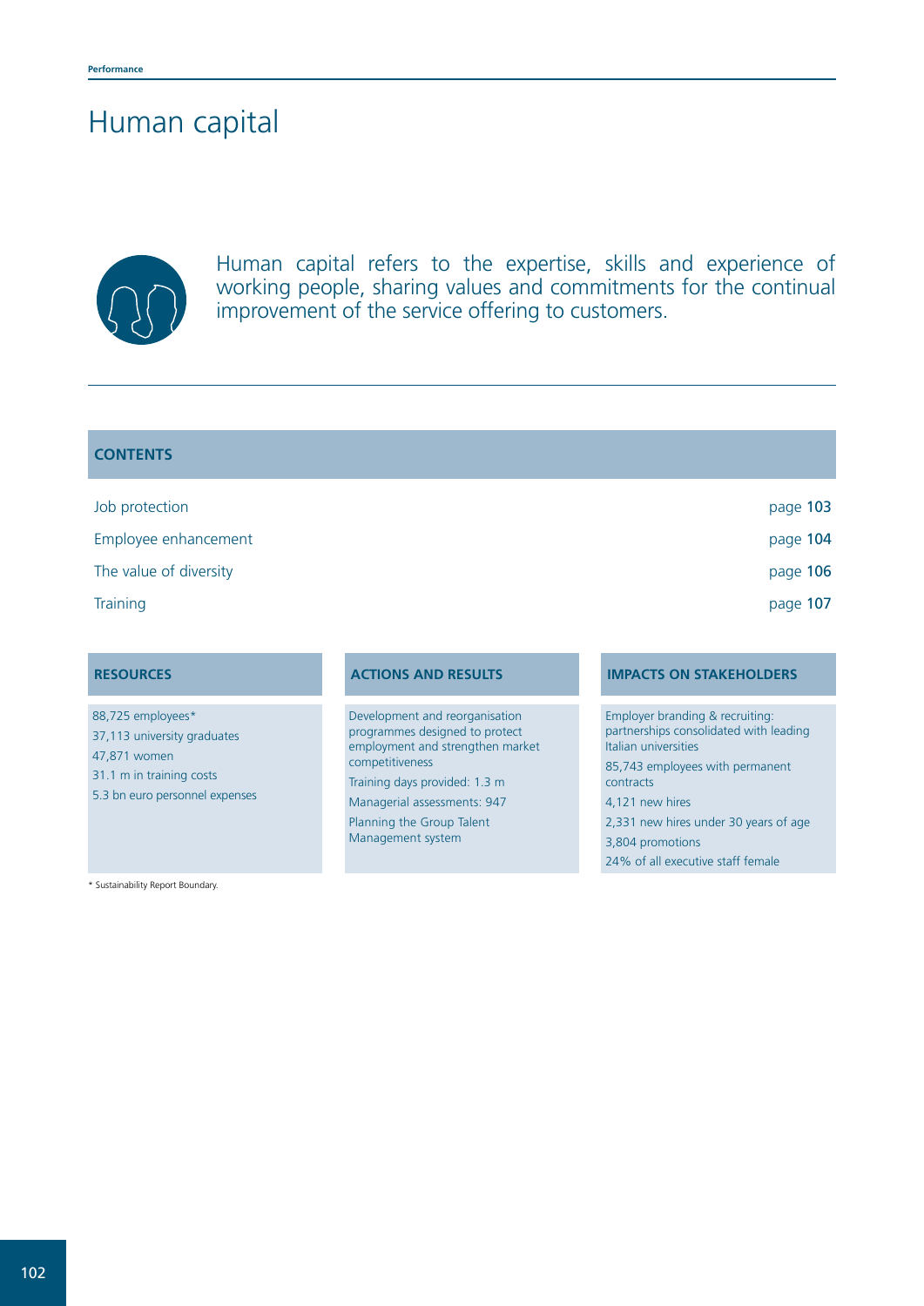# Human capital

Human capital refers to the expertise, skills and experience of working people, sharing values and commitments for the continual improvement of the service offering to customers.

## CONTENTS

| | |
|---|---|
| Job protection | page 103 |
| Employee enhancement | page 104 |
| The value of diversity | page 106 |
| Training | page 107 |

| RESOURCES | ACTIONS AND RESULTS | IMPACTS ON STAKEHOLDERS |
|---|---|---|
| 88,725 employees* | Development and reorganisation programmes designed to protect employment and strengthen market competitiveness | Employer branding & recruiting: partnerships consolidated with leading Italian universities |
| 37,113 university graduates | Training days provided: 1.3 m | 85,743 employees with permanent contracts |
| 47,871 women | Managerial assessments: 947 | 4,121 new hires |
| 31.1 m in training costs | Planning the Group Talent Management system | 2,331 new hires under 30 years of age |
| 5.3 bn euro personnel expenses | | 3,804 promotions |
| | | 24% of all executive staff female |

\* Sustainability Report Boundary.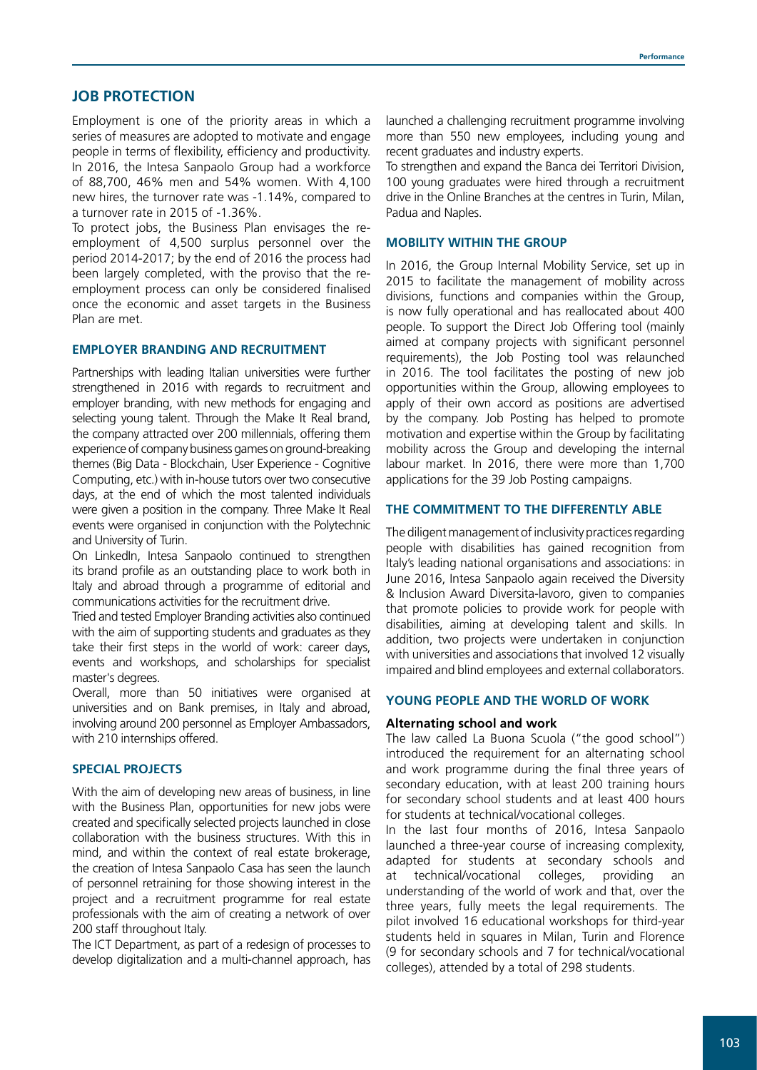## JOB PROTECTION

Employment is one of the priority areas in which a series of measures are adopted to motivate and engage people in terms of flexibility, efficiency and productivity. In 2016, the Intesa Sanpaolo Group had a workforce of 88,700, 46% men and 54% women. With 4,100 new hires, the turnover rate was -1.14%, compared to a turnover rate in 2015 of -1.36%.

To protect jobs, the Business Plan envisages the re-employment of 4,500 surplus personnel over the period 2014-2017; by the end of 2016 the process had been largely completed, with the proviso that the re-employment process can only be considered finalised once the economic and asset targets in the Business Plan are met.

### EMPLOYER BRANDING AND RECRUITMENT

Partnerships with leading Italian universities were further strengthened in 2016 with regards to recruitment and employer branding, with new methods for engaging and selecting young talent. Through the Make It Real brand, the company attracted over 200 millennials, offering them experience of company business games on ground-breaking themes (Big Data - Blockchain, User Experience - Cognitive Computing, etc.) with in-house tutors over two consecutive days, at the end of which the most talented individuals were given a position in the company. Three Make It Real events were organised in conjunction with the Polytechnic and University of Turin.

On LinkedIn, Intesa Sanpaolo continued to strengthen its brand profile as an outstanding place to work both in Italy and abroad through a programme of editorial and communications activities for the recruitment drive.

Tried and tested Employer Branding activities also continued with the aim of supporting students and graduates as they take their first steps in the world of work: career days, events and workshops, and scholarships for specialist master's degrees.

Overall, more than 50 initiatives were organised at universities and on Bank premises, in Italy and abroad, involving around 200 personnel as Employer Ambassadors, with 210 internships offered.

### SPECIAL PROJECTS

With the aim of developing new areas of business, in line with the Business Plan, opportunities for new jobs were created and specifically selected projects launched in close collaboration with the business structures. With this in mind, and within the context of real estate brokerage, the creation of Intesa Sanpaolo Casa has seen the launch of personnel retraining for those showing interest in the project and a recruitment programme for real estate professionals with the aim of creating a network of over 200 staff throughout Italy.

The ICT Department, as part of a redesign of processes to develop digitalization and a multi-channel approach, has launched a challenging recruitment programme involving more than 550 new employees, including young and recent graduates and industry experts.

To strengthen and expand the Banca dei Territori Division, 100 young graduates were hired through a recruitment drive in the Online Branches at the centres in Turin, Milan, Padua and Naples.

### MOBILITY WITHIN THE GROUP

In 2016, the Group Internal Mobility Service, set up in 2015 to facilitate the management of mobility across divisions, functions and companies within the Group, is now fully operational and has reallocated about 400 people. To support the Direct Job Offering tool (mainly aimed at company projects with significant personnel requirements), the Job Posting tool was relaunched in 2016. The tool facilitates the posting of new job opportunities within the Group, allowing employees to apply of their own accord as positions are advertised by the company. Job Posting has helped to promote motivation and expertise within the Group by facilitating mobility across the Group and developing the internal labour market. In 2016, there were more than 1,700 applications for the 39 Job Posting campaigns.

### THE COMMITMENT TO THE DIFFERENTLY ABLE

The diligent management of inclusivity practices regarding people with disabilities has gained recognition from Italy's leading national organisations and associations: in June 2016, Intesa Sanpaolo again received the Diversity & Inclusion Award Diversita-lavoro, given to companies that promote policies to provide work for people with disabilities, aiming at developing talent and skills. In addition, two projects were undertaken in conjunction with universities and associations that involved 12 visually impaired and blind employees and external collaborators.

### YOUNG PEOPLE AND THE WORLD OF WORK

#### Alternating school and work

The law called La Buona Scuola ("the good school") introduced the requirement for an alternating school and work programme during the final three years of secondary education, with at least 200 training hours for secondary school students and at least 400 hours for students at technical/vocational colleges.

In the last four months of 2016, Intesa Sanpaolo launched a three-year course of increasing complexity, adapted for students at secondary schools and at technical/vocational colleges, providing an understanding of the world of work and that, over the three years, fully meets the legal requirements. The pilot involved 16 educational workshops for third-year students held in squares in Milan, Turin and Florence (9 for secondary schools and 7 for technical/vocational colleges), attended by a total of 298 students.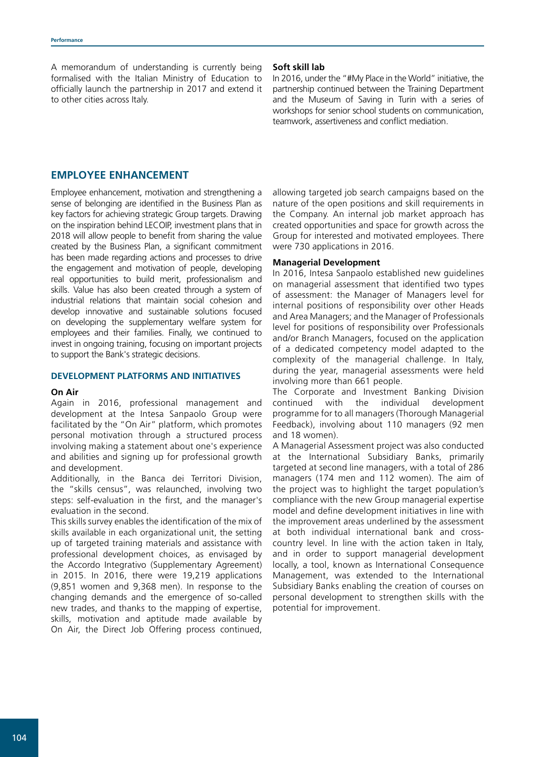A memorandum of understanding is currently being formalised with the Italian Ministry of Education to officially launch the partnership in 2017 and extend it to other cities across Italy.

**Soft skill lab**

In 2016, under the "#My Place in the World" initiative, the partnership continued between the Training Department and the Museum of Saving in Turin with a series of workshops for senior school students on communication, teamwork, assertiveness and conflict mediation.

## EMPLOYEE ENHANCEMENT

Employee enhancement, motivation and strengthening a sense of belonging are identified in the Business Plan as key factors for achieving strategic Group targets. Drawing on the inspiration behind LECOIP, investment plans that in 2018 will allow people to benefit from sharing the value created by the Business Plan, a significant commitment has been made regarding actions and processes to drive the engagement and motivation of people, developing real opportunities to build merit, professionalism and skills. Value has also been created through a system of industrial relations that maintain social cohesion and develop innovative and sustainable solutions focused on developing the supplementary welfare system for employees and their families. Finally, we continued to invest in ongoing training, focusing on important projects to support the Bank's strategic decisions.

### DEVELOPMENT PLATFORMS AND INITIATIVES

**On Air**

Again in 2016, professional management and development at the Intesa Sanpaolo Group were facilitated by the "On Air" platform, which promotes personal motivation through a structured process involving making a statement about one's experience and abilities and signing up for professional growth and development.

Additionally, in the Banca dei Territori Division, the "skills census", was relaunched, involving two steps: self-evaluation in the first, and the manager's evaluation in the second.

This skills survey enables the identification of the mix of skills available in each organizational unit, the setting up of targeted training materials and assistance with professional development choices, as envisaged by the Accordo Integrativo (Supplementary Agreement) in 2015. In 2016, there were 19,219 applications (9,851 women and 9,368 men). In response to the changing demands and the emergence of so-called new trades, and thanks to the mapping of expertise, skills, motivation and aptitude made available by On Air, the Direct Job Offering process continued, allowing targeted job search campaigns based on the nature of the open positions and skill requirements in the Company. An internal job market approach has created opportunities and space for growth across the Group for interested and motivated employees. There were 730 applications in 2016.

**Managerial Development**

In 2016, Intesa Sanpaolo established new guidelines on managerial assessment that identified two types of assessment: the Manager of Managers level for internal positions of responsibility over other Heads and Area Managers; and the Manager of Professionals level for positions of responsibility over Professionals and/or Branch Managers, focused on the application of a dedicated competency model adapted to the complexity of the managerial challenge. In Italy, during the year, managerial assessments were held involving more than 661 people.

The Corporate and Investment Banking Division continued with the individual development programme for to all managers (Thorough Managerial Feedback), involving about 110 managers (92 men and 18 women).

A Managerial Assessment project was also conducted at the International Subsidiary Banks, primarily targeted at second line managers, with a total of 286 managers (174 men and 112 women). The aim of the project was to highlight the target population's compliance with the new Group managerial expertise model and define development initiatives in line with the improvement areas underlined by the assessment at both individual international bank and cross-country level. In line with the action taken in Italy, and in order to support managerial development locally, a tool, known as International Consequence Management, was extended to the International Subsidiary Banks enabling the creation of courses on personal development to strengthen skills with the potential for improvement.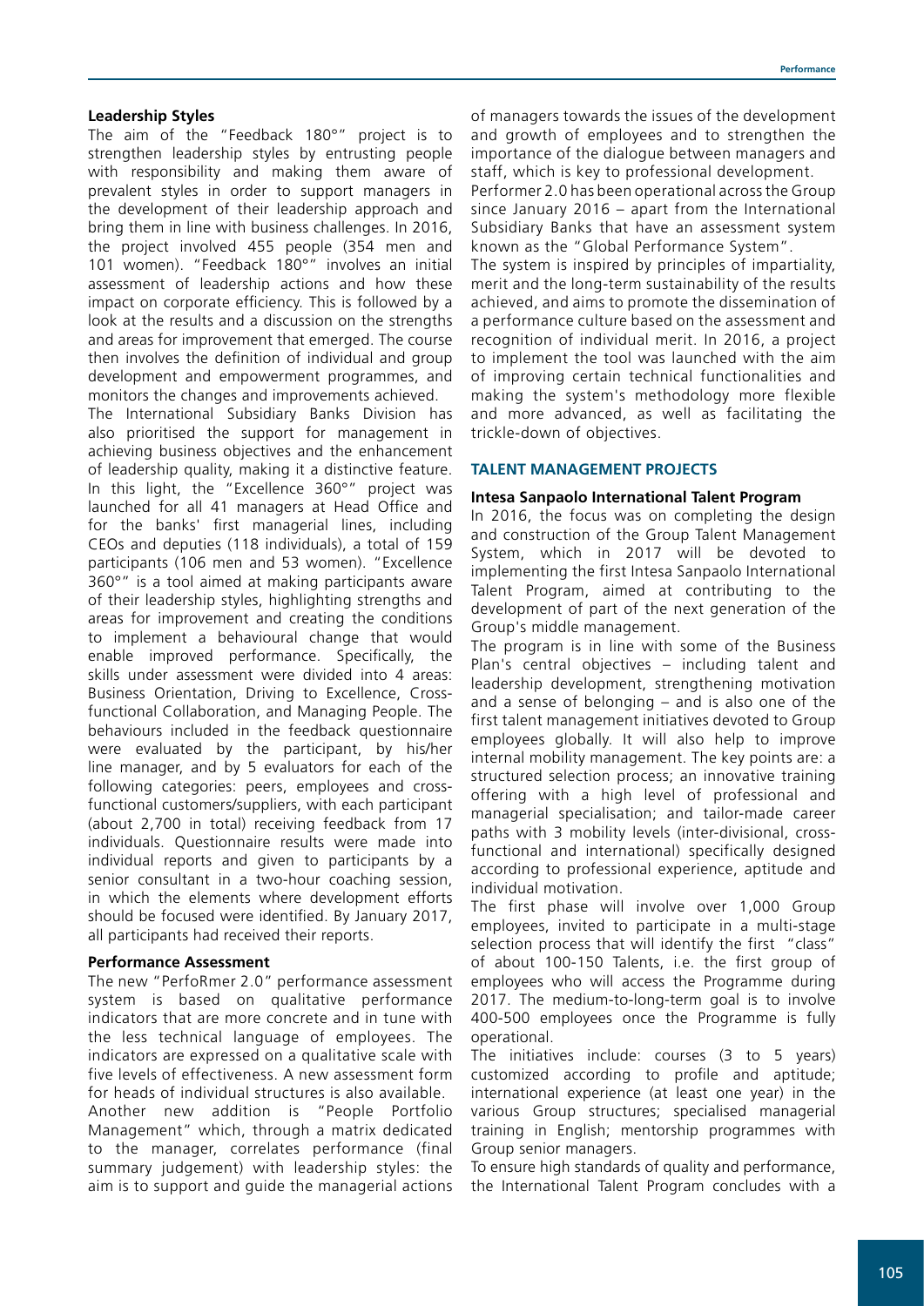#### Leadership Styles

The aim of the "Feedback 180°" project is to strengthen leadership styles by entrusting people with responsibility and making them aware of prevalent styles in order to support managers in the development of their leadership approach and bring them in line with business challenges. In 2016, the project involved 455 people (354 men and 101 women). "Feedback 180°" involves an initial assessment of leadership actions and how these impact on corporate efficiency. This is followed by a look at the results and a discussion on the strengths and areas for improvement that emerged. The course then involves the definition of individual and group development and empowerment programmes, and monitors the changes and improvements achieved.

The International Subsidiary Banks Division has also prioritised the support for management in achieving business objectives and the enhancement of leadership quality, making it a distinctive feature. In this light, the "Excellence 360°" project was launched for all 41 managers at Head Office and for the banks' first managerial lines, including CEOs and deputies (118 individuals), a total of 159 participants (106 men and 53 women). "Excellence 360°" is a tool aimed at making participants aware of their leadership styles, highlighting strengths and areas for improvement and creating the conditions to implement a behavioural change that would enable improved performance. Specifically, the skills under assessment were divided into 4 areas: Business Orientation, Driving to Excellence, Cross-functional Collaboration, and Managing People. The behaviours included in the feedback questionnaire were evaluated by the participant, by his/her line manager, and by 5 evaluators for each of the following categories: peers, employees and cross-functional customers/suppliers, with each participant (about 2,700 in total) receiving feedback from 17 individuals. Questionnaire results were made into individual reports and given to participants by a senior consultant in a two-hour coaching session, in which the elements where development efforts should be focused were identified. By January 2017, all participants had received their reports.

#### Performance Assessment

The new "PerfoRmer 2.0" performance assessment system is based on qualitative performance indicators that are more concrete and in tune with the less technical language of employees. The indicators are expressed on a qualitative scale with five levels of effectiveness. A new assessment form for heads of individual structures is also available.

Another new addition is "People Portfolio Management" which, through a matrix dedicated to the manager, correlates performance (final summary judgement) with leadership styles: the aim is to support and guide the managerial actions of managers towards the issues of the development and growth of employees and to strengthen the importance of the dialogue between managers and staff, which is key to professional development.

Performer 2.0 has been operational across the Group since January 2016 – apart from the International Subsidiary Banks that have an assessment system known as the "Global Performance System".

The system is inspired by principles of impartiality, merit and the long-term sustainability of the results achieved, and aims to promote the dissemination of a performance culture based on the assessment and recognition of individual merit. In 2016, a project to implement the tool was launched with the aim of improving certain technical functionalities and making the system's methodology more flexible and more advanced, as well as facilitating the trickle-down of objectives.

### TALENT MANAGEMENT PROJECTS

#### Intesa Sanpaolo International Talent Program

In 2016, the focus was on completing the design and construction of the Group Talent Management System, which in 2017 will be devoted to implementing the first Intesa Sanpaolo International Talent Program, aimed at contributing to the development of part of the next generation of the Group's middle management.

The program is in line with some of the Business Plan's central objectives – including talent and leadership development, strengthening motivation and a sense of belonging – and is also one of the first talent management initiatives devoted to Group employees globally. It will also help to improve internal mobility management. The key points are: a structured selection process; an innovative training offering with a high level of professional and managerial specialisation; and tailor-made career paths with 3 mobility levels (inter-divisional, cross-functional and international) specifically designed according to professional experience, aptitude and individual motivation.

The first phase will involve over 1,000 Group employees, invited to participate in a multi-stage selection process that will identify the first "class" of about 100-150 Talents, i.e. the first group of employees who will access the Programme during 2017. The medium-to-long-term goal is to involve 400-500 employees once the Programme is fully operational.

The initiatives include: courses (3 to 5 years) customized according to profile and aptitude; international experience (at least one year) in the various Group structures; specialised managerial training in English; mentorship programmes with Group senior managers.

To ensure high standards of quality and performance, the International Talent Program concludes with a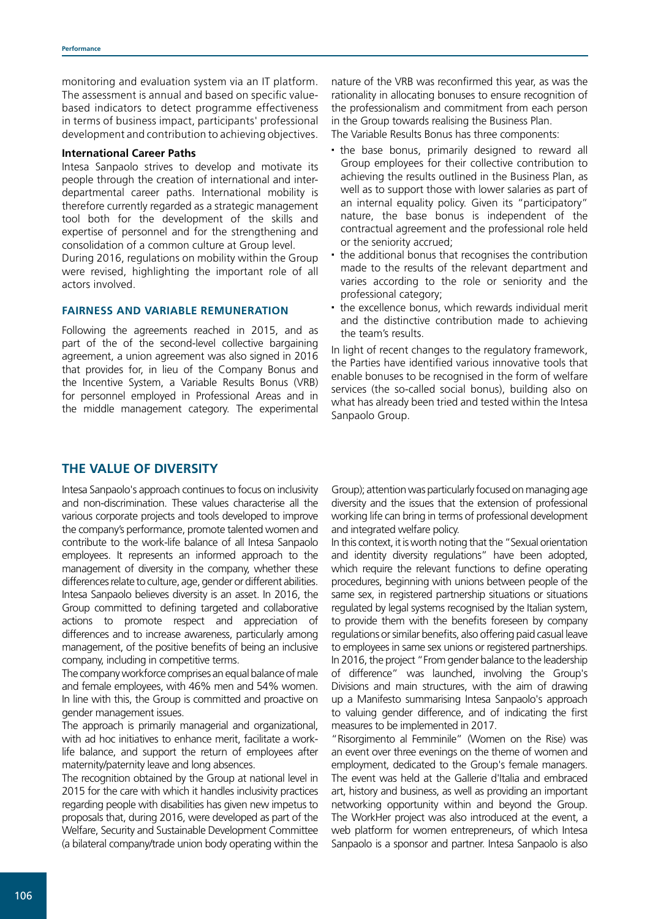monitoring and evaluation system via an IT platform. The assessment is annual and based on specific value-based indicators to detect programme effectiveness in terms of business impact, participants' professional development and contribution to achieving objectives.

**International Career Paths**

Intesa Sanpaolo strives to develop and motivate its people through the creation of international and inter-departmental career paths. International mobility is therefore currently regarded as a strategic management tool both for the development of the skills and expertise of personnel and for the strengthening and consolidation of a common culture at Group level.

During 2016, regulations on mobility within the Group were revised, highlighting the important role of all actors involved.

### FAIRNESS AND VARIABLE REMUNERATION

Following the agreements reached in 2015, and as part of the of the second-level collective bargaining agreement, a union agreement was also signed in 2016 that provides for, in lieu of the Company Bonus and the Incentive System, a Variable Results Bonus (VRB) for personnel employed in Professional Areas and in the middle management category. The experimental nature of the VRB was reconfirmed this year, as was the rationality in allocating bonuses to ensure recognition of the professionalism and commitment from each person in the Group towards realising the Business Plan.

The Variable Results Bonus has three components:

- the base bonus, primarily designed to reward all Group employees for their collective contribution to achieving the results outlined in the Business Plan, as well as to support those with lower salaries as part of an internal equality policy. Given its "participatory" nature, the base bonus is independent of the contractual agreement and the professional role held or the seniority accrued;
- the additional bonus that recognises the contribution made to the results of the relevant department and varies according to the role or seniority and the professional category;
- the excellence bonus, which rewards individual merit and the distinctive contribution made to achieving the team's results.

In light of recent changes to the regulatory framework, the Parties have identified various innovative tools that enable bonuses to be recognised in the form of welfare services (the so-called social bonus), building also on what has already been tried and tested within the Intesa Sanpaolo Group.

## THE VALUE OF DIVERSITY

Intesa Sanpaolo's approach continues to focus on inclusivity and non-discrimination. These values characterise all the various corporate projects and tools developed to improve the company's performance, promote talented women and contribute to the work-life balance of all Intesa Sanpaolo employees. It represents an informed approach to the management of diversity in the company, whether these differences relate to culture, age, gender or different abilities. Intesa Sanpaolo believes diversity is an asset. In 2016, the Group committed to defining targeted and collaborative actions to promote respect and appreciation of differences and to increase awareness, particularly among management, of the positive benefits of being an inclusive company, including in competitive terms.

The company workforce comprises an equal balance of male and female employees, with 46% men and 54% women. In line with this, the Group is committed and proactive on gender management issues.

The approach is primarily managerial and organizational, with ad hoc initiatives to enhance merit, facilitate a work-life balance, and support the return of employees after maternity/paternity leave and long absences.

The recognition obtained by the Group at national level in 2015 for the care with which it handles inclusivity practices regarding people with disabilities has given new impetus to proposals that, during 2016, were developed as part of the Welfare, Security and Sustainable Development Committee (a bilateral company/trade union body operating within the Group); attention was particularly focused on managing age diversity and the issues that the extension of professional working life can bring in terms of professional development and integrated welfare policy.

In this context, it is worth noting that the "Sexual orientation and identity diversity regulations" have been adopted, which require the relevant functions to define operating procedures, beginning with unions between people of the same sex, in registered partnership situations or situations regulated by legal systems recognised by the Italian system, to provide them with the benefits foreseen by company regulations or similar benefits, also offering paid casual leave to employees in same sex unions or registered partnerships.

In 2016, the project "From gender balance to the leadership of difference" was launched, involving the Group's Divisions and main structures, with the aim of drawing up a Manifesto summarising Intesa Sanpaolo's approach to valuing gender difference, and of indicating the first measures to be implemented in 2017.

"Risorgimento al Femminile" (Women on the Rise) was an event over three evenings on the theme of women and employment, dedicated to the Group's female managers. The event was held at the Gallerie d'Italia and embraced art, history and business, as well as providing an important networking opportunity within and beyond the Group. The WorkHer project was also introduced at the event, a web platform for women entrepreneurs, of which Intesa Sanpaolo is a sponsor and partner. Intesa Sanpaolo is also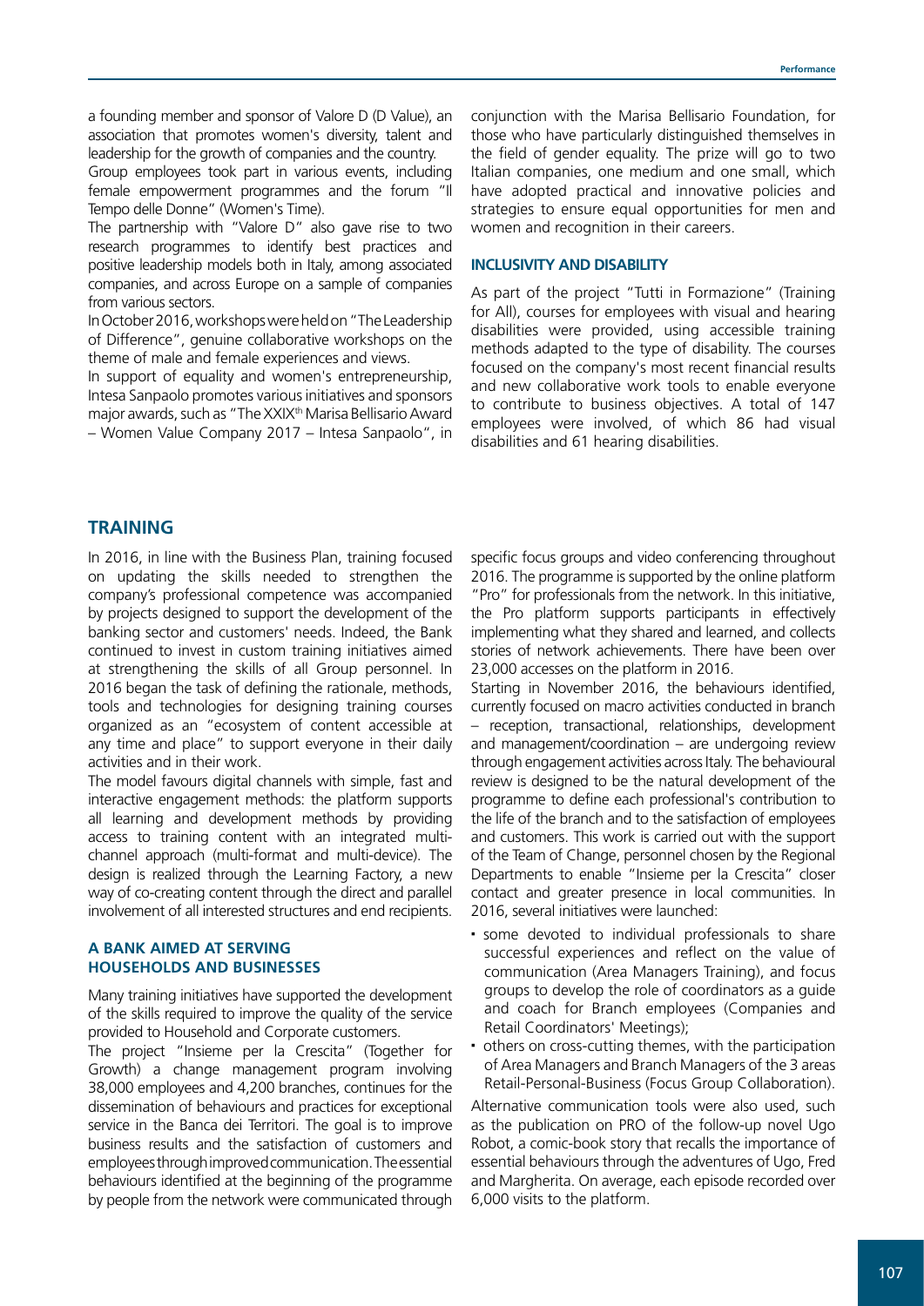a founding member and sponsor of Valore D (D Value), an association that promotes women's diversity, talent and leadership for the growth of companies and the country.

Group employees took part in various events, including female empowerment programmes and the forum "Il Tempo delle Donne" (Women's Time).

The partnership with "Valore D" also gave rise to two research programmes to identify best practices and positive leadership models both in Italy, among associated companies, and across Europe on a sample of companies from various sectors.

In October 2016, workshops were held on "The Leadership of Difference", genuine collaborative workshops on the theme of male and female experiences and views.

In support of equality and women's entrepreneurship, Intesa Sanpaolo promotes various initiatives and sponsors major awards, such as "The XXIXth Marisa Bellisario Award – Women Value Company 2017 – Intesa Sanpaolo", in conjunction with the Marisa Bellisario Foundation, for those who have particularly distinguished themselves in the field of gender equality. The prize will go to two Italian companies, one medium and one small, which have adopted practical and innovative policies and strategies to ensure equal opportunities for men and women and recognition in their careers.

### INCLUSIVITY AND DISABILITY

As part of the project "Tutti in Formazione" (Training for All), courses for employees with visual and hearing disabilities were provided, using accessible training methods adapted to the type of disability. The courses focused on the company's most recent financial results and new collaborative work tools to enable everyone to contribute to business objectives. A total of 147 employees were involved, of which 86 had visual disabilities and 61 hearing disabilities.

## TRAINING

In 2016, in line with the Business Plan, training focused on updating the skills needed to strengthen the company's professional competence was accompanied by projects designed to support the development of the banking sector and customers' needs. Indeed, the Bank continued to invest in custom training initiatives aimed at strengthening the skills of all Group personnel. In 2016 began the task of defining the rationale, methods, tools and technologies for designing training courses organized as an "ecosystem of content accessible at any time and place" to support everyone in their daily activities and in their work.

The model favours digital channels with simple, fast and interactive engagement methods: the platform supports all learning and development methods by providing access to training content with an integrated multi-channel approach (multi-format and multi-device). The design is realized through the Learning Factory, a new way of co-creating content through the direct and parallel involvement of all interested structures and end recipients.

### A BANK AIMED AT SERVING HOUSEHOLDS AND BUSINESSES

Many training initiatives have supported the development of the skills required to improve the quality of the service provided to Household and Corporate customers.

The project "Insieme per la Crescita" (Together for Growth) a change management program involving 38,000 employees and 4,200 branches, continues for the dissemination of behaviours and practices for exceptional service in the Banca dei Territori. The goal is to improve business results and the satisfaction of customers and employees through improved communication. The essential behaviours identified at the beginning of the programme by people from the network were communicated through specific focus groups and video conferencing throughout 2016. The programme is supported by the online platform "Pro" for professionals from the network. In this initiative, the Pro platform supports participants in effectively implementing what they shared and learned, and collects stories of network achievements. There have been over 23,000 accesses on the platform in 2016.

Starting in November 2016, the behaviours identified, currently focused on macro activities conducted in branch – reception, transactional, relationships, development and management/coordination – are undergoing review through engagement activities across Italy. The behavioural review is designed to be the natural development of the programme to define each professional's contribution to the life of the branch and to the satisfaction of employees and customers. This work is carried out with the support of the Team of Change, personnel chosen by the Regional Departments to enable "Insieme per la Crescita" closer contact and greater presence in local communities. In 2016, several initiatives were launched:

- some devoted to individual professionals to share successful experiences and reflect on the value of communication (Area Managers Training), and focus groups to develop the role of coordinators as a guide and coach for Branch employees (Companies and Retail Coordinators' Meetings);
- others on cross-cutting themes, with the participation of Area Managers and Branch Managers of the 3 areas Retail-Personal-Business (Focus Group Collaboration).

Alternative communication tools were also used, such as the publication on PRO of the follow-up novel Ugo Robot, a comic-book story that recalls the importance of essential behaviours through the adventures of Ugo, Fred and Margherita. On average, each episode recorded over 6,000 visits to the platform.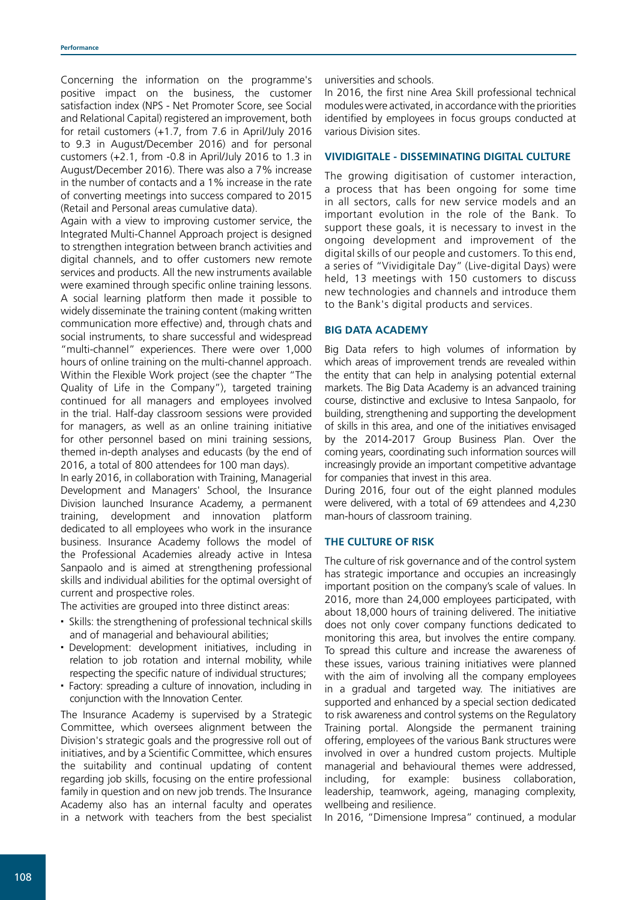Concerning the information on the programme's positive impact on the business, the customer satisfaction index (NPS - Net Promoter Score, see Social and Relational Capital) registered an improvement, both for retail customers (+1.7, from 7.6 in April/July 2016 to 9.3 in August/December 2016) and for personal customers (+2.1, from -0.8 in April/July 2016 to 1.3 in August/December 2016). There was also a 7% increase in the number of contacts and a 1% increase in the rate of converting meetings into success compared to 2015 (Retail and Personal areas cumulative data).

Again with a view to improving customer service, the Integrated Multi-Channel Approach project is designed to strengthen integration between branch activities and digital channels, and to offer customers new remote services and products. All the new instruments available were examined through specific online training lessons. A social learning platform then made it possible to widely disseminate the training content (making written communication more effective) and, through chats and social instruments, to share successful and widespread "multi-channel" experiences. There were over 1,000 hours of online training on the multi-channel approach.

Within the Flexible Work project (see the chapter "The Quality of Life in the Company"), targeted training continued for all managers and employees involved in the trial. Half-day classroom sessions were provided for managers, as well as an online training initiative for other personnel based on mini training sessions, themed in-depth analyses and educasts (by the end of 2016, a total of 800 attendees for 100 man days).

In early 2016, in collaboration with Training, Managerial Development and Managers' School, the Insurance Division launched Insurance Academy, a permanent training, development and innovation platform dedicated to all employees who work in the insurance business. Insurance Academy follows the model of the Professional Academies already active in Intesa Sanpaolo and is aimed at strengthening professional skills and individual abilities for the optimal oversight of current and prospective roles.

The activities are grouped into three distinct areas:

- Skills: the strengthening of professional technical skills and of managerial and behavioural abilities;
- Development: development initiatives, including in relation to job rotation and internal mobility, while respecting the specific nature of individual structures;
- Factory: spreading a culture of innovation, including in conjunction with the Innovation Center.

The Insurance Academy is supervised by a Strategic Committee, which oversees alignment between the Division's strategic goals and the progressive roll out of initiatives, and by a Scientific Committee, which ensures the suitability and continual updating of content regarding job skills, focusing on the entire professional family in question and on new job trends. The Insurance Academy also has an internal faculty and operates in a network with teachers from the best specialist universities and schools.

In 2016, the first nine Area Skill professional technical modules were activated, in accordance with the priorities identified by employees in focus groups conducted at various Division sites.

### VIVIDIGITALE - DISSEMINATING DIGITAL CULTURE

The growing digitisation of customer interaction, a process that has been ongoing for some time in all sectors, calls for new service models and an important evolution in the role of the Bank. To support these goals, it is necessary to invest in the ongoing development and improvement of the digital skills of our people and customers. To this end, a series of "Vividigitale Day" (Live-digital Days) were held, 13 meetings with 150 customers to discuss new technologies and channels and introduce them to the Bank's digital products and services.

### BIG DATA ACADEMY

Big Data refers to high volumes of information by which areas of improvement trends are revealed within the entity that can help in analysing potential external markets. The Big Data Academy is an advanced training course, distinctive and exclusive to Intesa Sanpaolo, for building, strengthening and supporting the development of skills in this area, and one of the initiatives envisaged by the 2014-2017 Group Business Plan. Over the coming years, coordinating such information sources will increasingly provide an important competitive advantage for companies that invest in this area.

During 2016, four out of the eight planned modules were delivered, with a total of 69 attendees and 4,230 man-hours of classroom training.

### THE CULTURE OF RISK

The culture of risk governance and of the control system has strategic importance and occupies an increasingly important position on the company's scale of values. In 2016, more than 24,000 employees participated, with about 18,000 hours of training delivered. The initiative does not only cover company functions dedicated to monitoring this area, but involves the entire company. To spread this culture and increase the awareness of these issues, various training initiatives were planned with the aim of involving all the company employees in a gradual and targeted way. The initiatives are supported and enhanced by a special section dedicated to risk awareness and control systems on the Regulatory Training portal. Alongside the permanent training offering, employees of the various Bank structures were involved in over a hundred custom projects. Multiple managerial and behavioural themes were addressed, including, for example: business collaboration, leadership, teamwork, ageing, managing complexity, wellbeing and resilience.

In 2016, "Dimensione Impresa" continued, a modular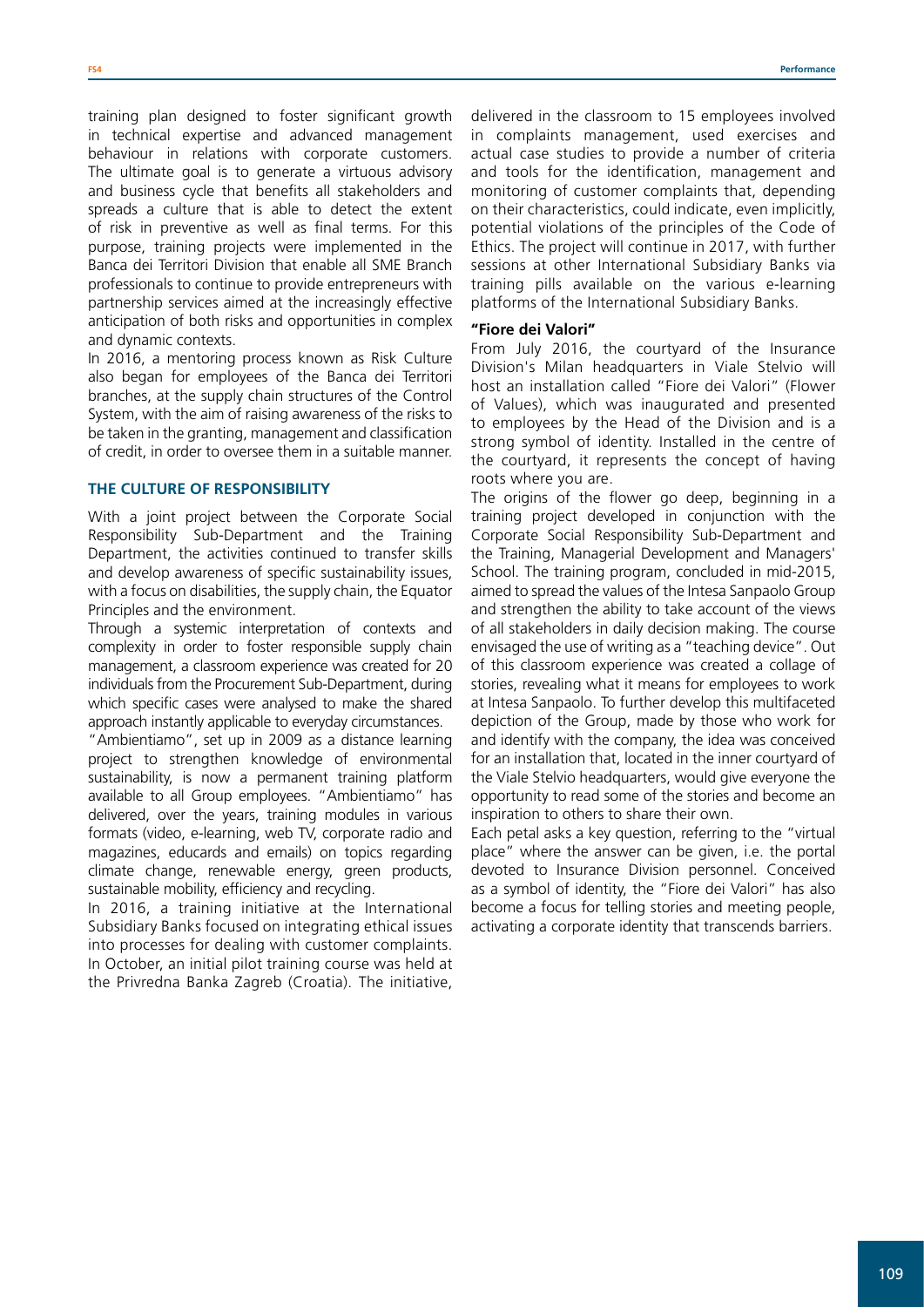training plan designed to foster significant growth in technical expertise and advanced management behaviour in relations with corporate customers. The ultimate goal is to generate a virtuous advisory and business cycle that benefits all stakeholders and spreads a culture that is able to detect the extent of risk in preventive as well as final terms. For this purpose, training projects were implemented in the Banca dei Territori Division that enable all SME Branch professionals to continue to provide entrepreneurs with partnership services aimed at the increasingly effective anticipation of both risks and opportunities in complex and dynamic contexts.

In 2016, a mentoring process known as Risk Culture also began for employees of the Banca dei Territori branches, at the supply chain structures of the Control System, with the aim of raising awareness of the risks to be taken in the granting, management and classification of credit, in order to oversee them in a suitable manner.

### THE CULTURE OF RESPONSIBILITY

With a joint project between the Corporate Social Responsibility Sub-Department and the Training Department, the activities continued to transfer skills and develop awareness of specific sustainability issues, with a focus on disabilities, the supply chain, the Equator Principles and the environment.

Through a systemic interpretation of contexts and complexity in order to foster responsible supply chain management, a classroom experience was created for 20 individuals from the Procurement Sub-Department, during which specific cases were analysed to make the shared approach instantly applicable to everyday circumstances.

"Ambientiamo", set up in 2009 as a distance learning project to strengthen knowledge of environmental sustainability, is now a permanent training platform available to all Group employees. "Ambientiamo" has delivered, over the years, training modules in various formats (video, e-learning, web TV, corporate radio and magazines, educards and emails) on topics regarding climate change, renewable energy, green products, sustainable mobility, efficiency and recycling.

In 2016, a training initiative at the International Subsidiary Banks focused on integrating ethical issues into processes for dealing with customer complaints. In October, an initial pilot training course was held at the Privredna Banka Zagreb (Croatia). The initiative, delivered in the classroom to 15 employees involved in complaints management, used exercises and actual case studies to provide a number of criteria and tools for the identification, management and monitoring of customer complaints that, depending on their characteristics, could indicate, even implicitly, potential violations of the principles of the Code of Ethics. The project will continue in 2017, with further sessions at other International Subsidiary Banks via training pills available on the various e-learning platforms of the International Subsidiary Banks.

**"Fiore dei Valori"**

From July 2016, the courtyard of the Insurance Division's Milan headquarters in Viale Stelvio will host an installation called "Fiore dei Valori" (Flower of Values), which was inaugurated and presented to employees by the Head of the Division and is a strong symbol of identity. Installed in the centre of the courtyard, it represents the concept of having roots where you are.

The origins of the flower go deep, beginning in a training project developed in conjunction with the Corporate Social Responsibility Sub-Department and the Training, Managerial Development and Managers' School. The training program, concluded in mid-2015, aimed to spread the values of the Intesa Sanpaolo Group and strengthen the ability to take account of the views of all stakeholders in daily decision making. The course envisaged the use of writing as a "teaching device". Out of this classroom experience was created a collage of stories, revealing what it means for employees to work at Intesa Sanpaolo. To further develop this multifaceted depiction of the Group, made by those who work for and identify with the company, the idea was conceived for an installation that, located in the inner courtyard of the Viale Stelvio headquarters, would give everyone the opportunity to read some of the stories and become an inspiration to others to share their own.

Each petal asks a key question, referring to the "virtual place" where the answer can be given, i.e. the portal devoted to Insurance Division personnel. Conceived as a symbol of identity, the "Fiore dei Valori" has also become a focus for telling stories and meeting people, activating a corporate identity that transcends barriers.